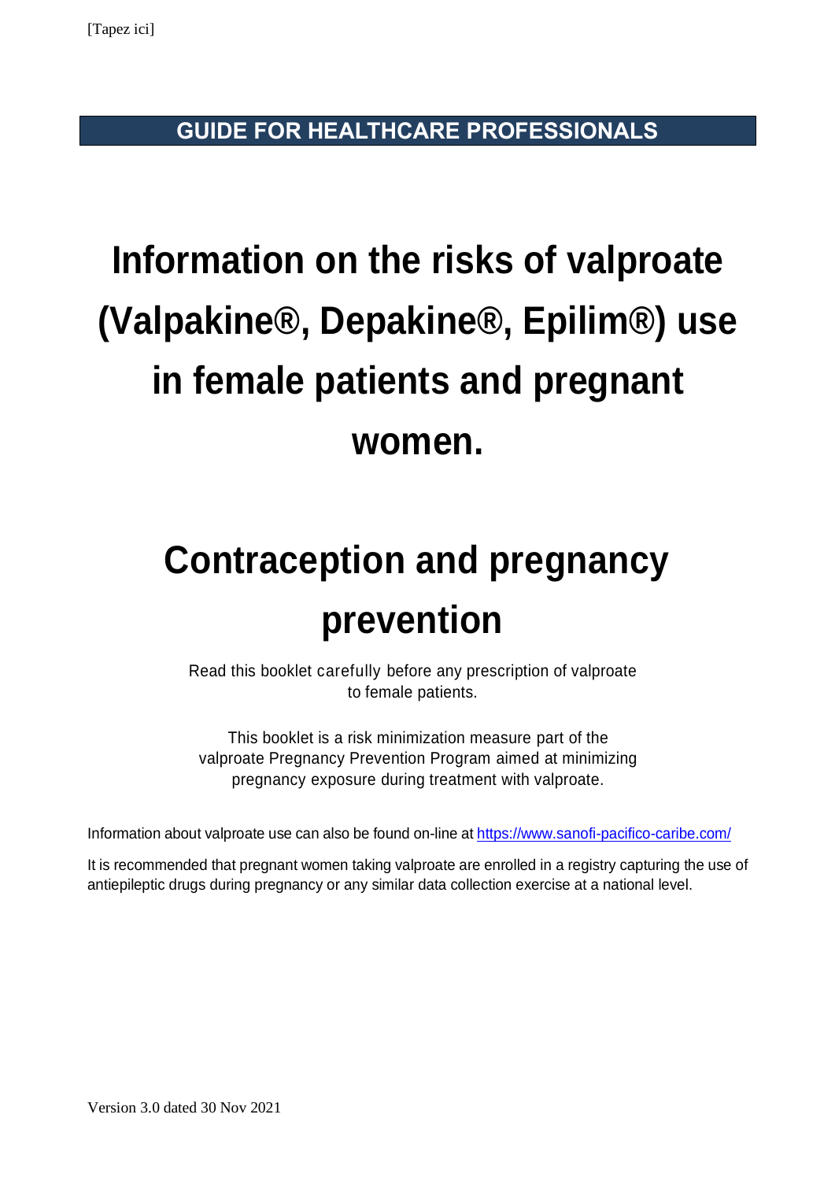**GUIDE FOR HEALTHCARE PROFESSIONALS**

# Information on the risks of valproate (Valpakine®, Depakine®, Epilim®) use in female patients and pregnant women.

# Contraception and pregnancy prevention

Read this booklet carefully before any prescription of valproate to female patients.

This booklet is a risk minimization measure part of the valproate Pregnancy Prevention Program aimed at minimizing pregnancy exposure during treatment with valproate.

Information about valproate use can also be found on-line at https://www.sanofi-pacifico-caribe.com/

It is recommended that pregnant women taking valproate are enrolled in a registry capturing the use of antiepileptic drugs during pregnancy or any similar data collection exercise at a national level.

Version 3.0 dated 30 Nov 2021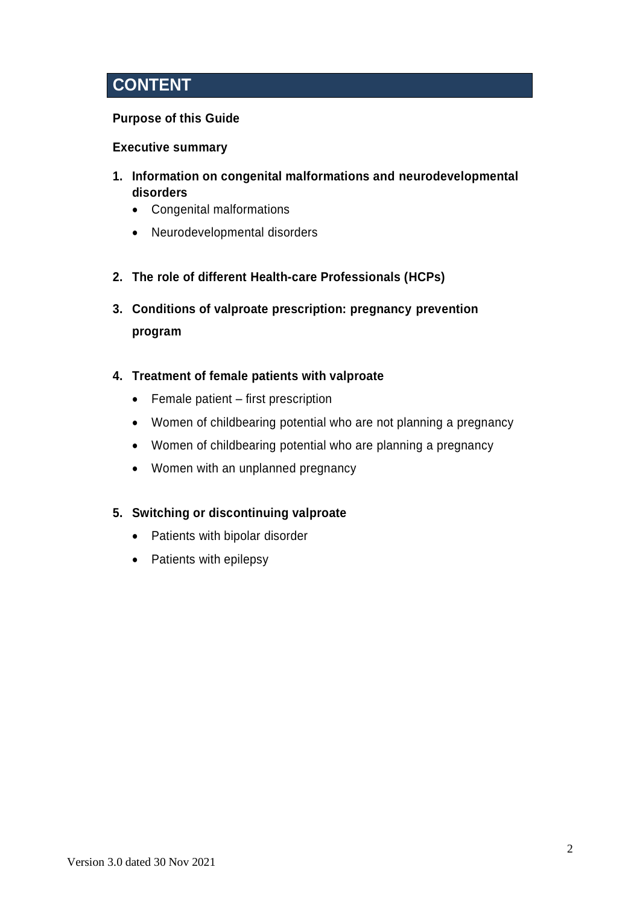# CONTENT

**Purpose of this Guide**

**Executive summary**

1. **Information on congenital malformations and neurodevelopmental disorders**
    - Congenital malformations
    - Neurodevelopmental disorders

2. **The role of different Health-care Professionals (HCPs)**

3. **Conditions of valproate prescription: pregnancy prevention program**

4. **Treatment of female patients with valproate**
    - Female patient – first prescription
    - Women of childbearing potential who are not planning a pregnancy
    - Women of childbearing potential who are planning a pregnancy
    - Women with an unplanned pregnancy

5. **Switching or discontinuing valproate**
    - Patients with bipolar disorder
    - Patients with epilepsy

Version 3.0 dated 30 Nov 2021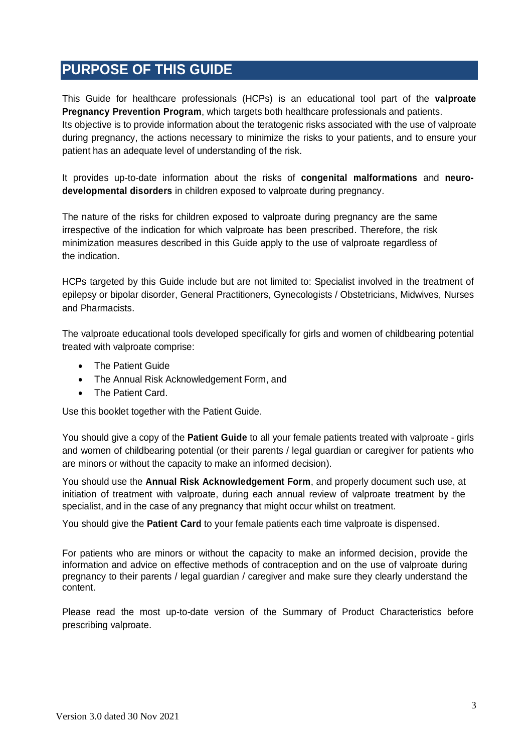# PURPOSE OF THIS GUIDE

This Guide for healthcare professionals (HCPs) is an educational tool part of the **valproate Pregnancy Prevention Program**, which targets both healthcare professionals and patients.
Its objective is to provide information about the teratogenic risks associated with the use of valproate during pregnancy, the actions necessary to minimize the risks to your patients, and to ensure your patient has an adequate level of understanding of the risk.

It provides up-to-date information about the risks of **congenital malformations** and **neuro-developmental disorders** in children exposed to valproate during pregnancy.

The nature of the risks for children exposed to valproate during pregnancy are the same irrespective of the indication for which valproate has been prescribed. Therefore, the risk minimization measures described in this Guide apply to the use of valproate regardless of the indication.

HCPs targeted by this Guide include but are not limited to: Specialist involved in the treatment of epilepsy or bipolar disorder, General Practitioners, Gynecologists / Obstetricians, Midwives, Nurses and Pharmacists.

The valproate educational tools developed specifically for girls and women of childbearing potential treated with valproate comprise:

- The Patient Guide
- The Annual Risk Acknowledgement Form, and
- The Patient Card.

Use this booklet together with the Patient Guide.

You should give a copy of the **Patient Guide** to all your female patients treated with valproate - girls and women of childbearing potential (or their parents / legal guardian or caregiver for patients who are minors or without the capacity to make an informed decision).

You should use the **Annual Risk Acknowledgement Form**, and properly document such use, at initiation of treatment with valproate, during each annual review of valproate treatment by the specialist, and in the case of any pregnancy that might occur whilst on treatment.

You should give the **Patient Card** to your female patients each time valproate is dispensed.

For patients who are minors or without the capacity to make an informed decision, provide the information and advice on effective methods of contraception and on the use of valproate during pregnancy to their parents / legal guardian / caregiver and make sure they clearly understand the content.

Please read the most up-to-date version of the Summary of Product Characteristics before prescribing valproate.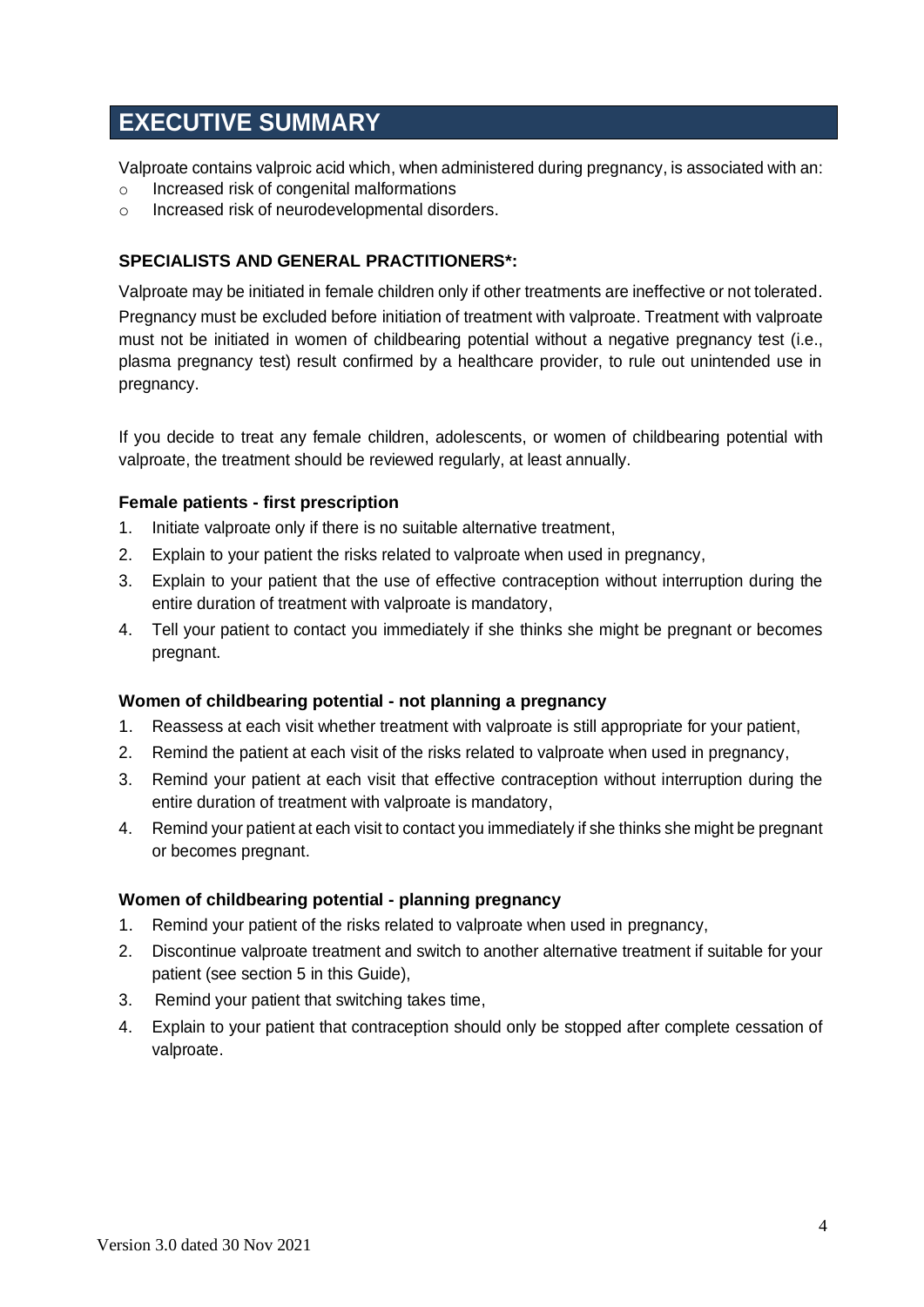# EXECUTIVE SUMMARY

Valproate contains valproic acid which, when administered during pregnancy, is associated with an:

- Increased risk of congenital malformations
- Increased risk of neurodevelopmental disorders.

### SPECIALISTS AND GENERAL PRACTITIONERS*:

Valproate may be initiated in female children only if other treatments are ineffective or not tolerated. Pregnancy must be excluded before initiation of treatment with valproate. Treatment with valproate must not be initiated in women of childbearing potential without a negative pregnancy test (i.e., plasma pregnancy test) result confirmed by a healthcare provider, to rule out unintended use in pregnancy.

If you decide to treat any female children, adolescents, or women of childbearing potential with valproate, the treatment should be reviewed regularly, at least annually.

#### Female patients - first prescription

1. Initiate valproate only if there is no suitable alternative treatment,
2. Explain to your patient the risks related to valproate when used in pregnancy,
3. Explain to your patient that the use of effective contraception without interruption during the entire duration of treatment with valproate is mandatory,
4. Tell your patient to contact you immediately if she thinks she might be pregnant or becomes pregnant.

#### Women of childbearing potential - not planning a pregnancy

1. Reassess at each visit whether treatment with valproate is still appropriate for your patient,
2. Remind the patient at each visit of the risks related to valproate when used in pregnancy,
3. Remind your patient at each visit that effective contraception without interruption during the entire duration of treatment with valproate is mandatory,
4. Remind your patient at each visit to contact you immediately if she thinks she might be pregnant or becomes pregnant.

#### Women of childbearing potential - planning pregnancy

1. Remind your patient of the risks related to valproate when used in pregnancy,
2. Discontinue valproate treatment and switch to another alternative treatment if suitable for your patient (see section 5 in this Guide),
3. Remind your patient that switching takes time,
4. Explain to your patient that contraception should only be stopped after complete cessation of valproate.

Version 3.0 dated 30 Nov 2021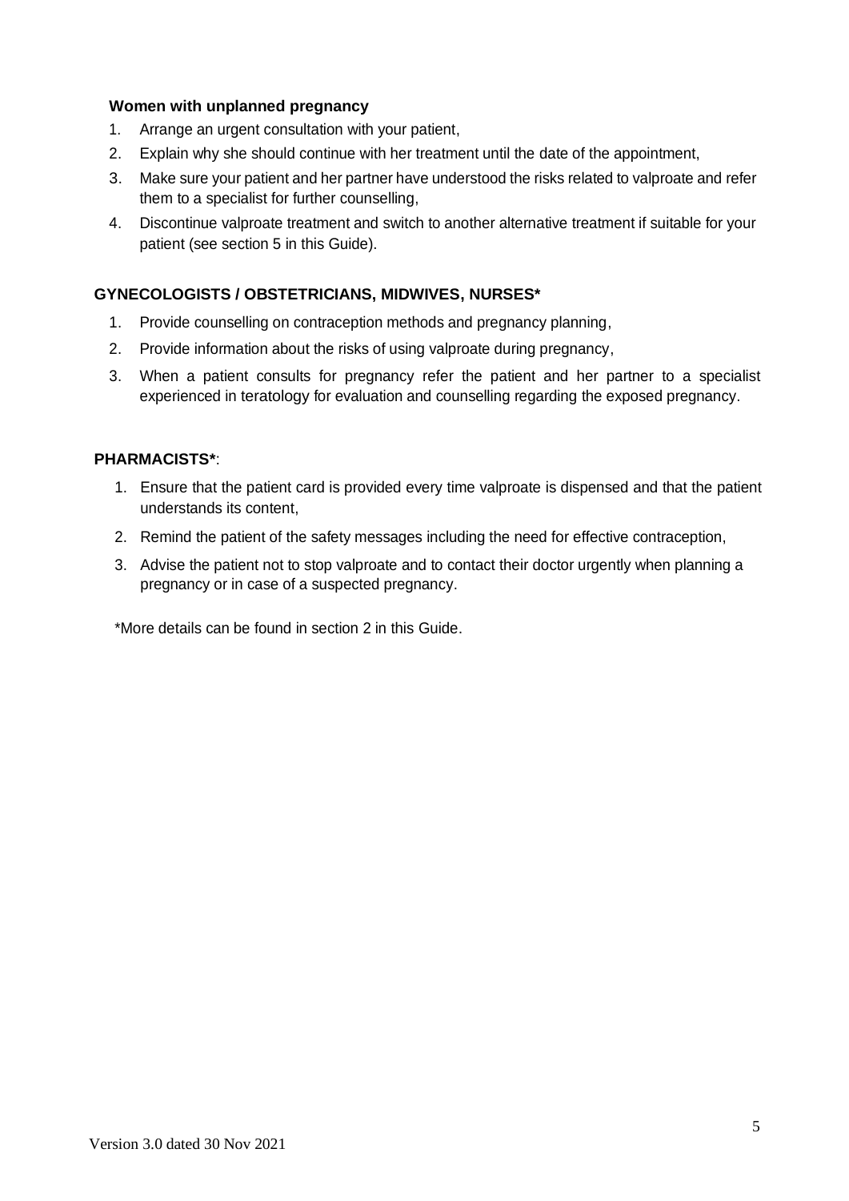**Women with unplanned pregnancy**

1. Arrange an urgent consultation with your patient,
2. Explain why she should continue with her treatment until the date of the appointment,
3. Make sure your patient and her partner have understood the risks related to valproate and refer them to a specialist for further counselling,
4. Discontinue valproate treatment and switch to another alternative treatment if suitable for your patient (see section 5 in this Guide).

**GYNECOLOGISTS / OBSTETRICIANS, MIDWIVES, NURSES***

1. Provide counselling on contraception methods and pregnancy planning,
2. Provide information about the risks of using valproate during pregnancy,
3. When a patient consults for pregnancy refer the patient and her partner to a specialist experienced in teratology for evaluation and counselling regarding the exposed pregnancy.

**PHARMACISTS***:

1. Ensure that the patient card is provided every time valproate is dispensed and that the patient understands its content,
2. Remind the patient of the safety messages including the need for effective contraception,
3. Advise the patient not to stop valproate and to contact their doctor urgently when planning a pregnancy or in case of a suspected pregnancy.

*More details can be found in section 2 in this Guide.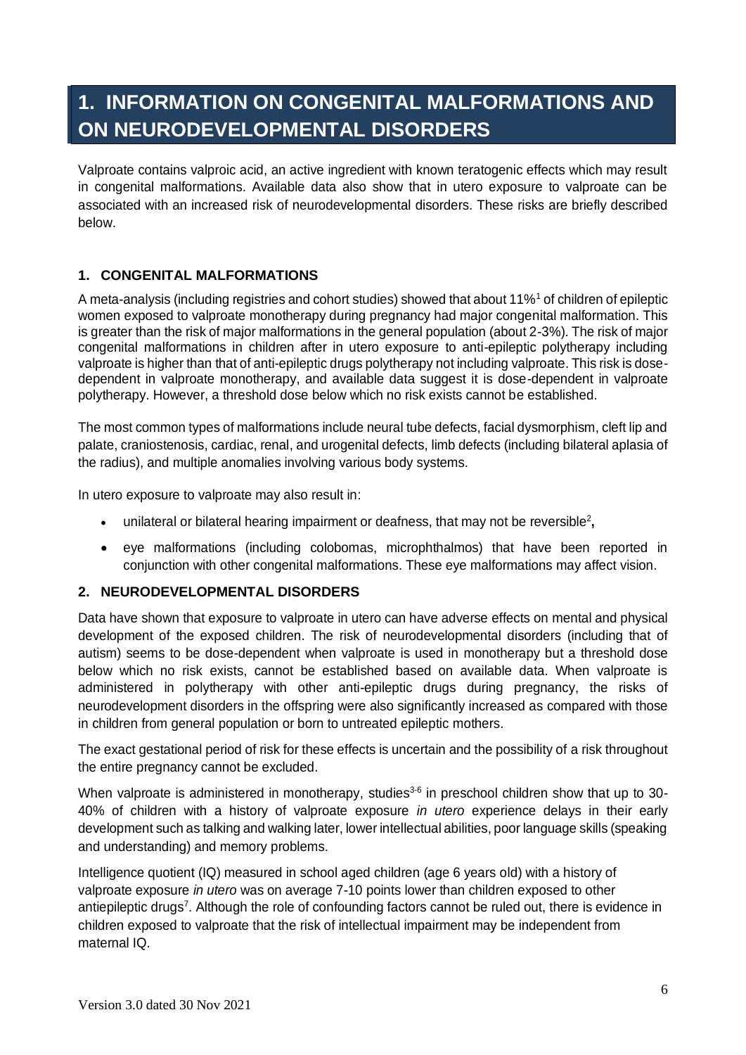# 1. INFORMATION ON CONGENITAL MALFORMATIONS AND ON NEURODEVELOPMENTAL DISORDERS

Valproate contains valproic acid, an active ingredient with known teratogenic effects which may result in congenital malformations. Available data also show that in utero exposure to valproate can be associated with an increased risk of neurodevelopmental disorders. These risks are briefly described below.

### 1. CONGENITAL MALFORMATIONS

A meta-analysis (including registries and cohort studies) showed that about 11%[1] of children of epileptic women exposed to valproate monotherapy during pregnancy had major congenital malformation. This is greater than the risk of major malformations in the general population (about 2-3%). The risk of major congenital malformations in children after in utero exposure to anti-epileptic polytherapy including valproate is higher than that of anti-epileptic drugs polytherapy not including valproate. This risk is dose-dependent in valproate monotherapy, and available data suggest it is dose-dependent in valproate polytherapy. However, a threshold dose below which no risk exists cannot be established.

The most common types of malformations include neural tube defects, facial dysmorphism, cleft lip and palate, craniostenosis, cardiac, renal, and urogenital defects, limb defects (including bilateral aplasia of the radius), and multiple anomalies involving various body systems.

In utero exposure to valproate may also result in:

- unilateral or bilateral hearing impairment or deafness, that may not be reversible[2],
- eye malformations (including colobomas, microphthalmos) that have been reported in conjunction with other congenital malformations. These eye malformations may affect vision.

### 2. NEURODEVELOPMENTAL DISORDERS

Data have shown that exposure to valproate in utero can have adverse effects on mental and physical development of the exposed children. The risk of neurodevelopmental disorders (including that of autism) seems to be dose-dependent when valproate is used in monotherapy but a threshold dose below which no risk exists, cannot be established based on available data. When valproate is administered in polytherapy with other anti-epileptic drugs during pregnancy, the risks of neurodevelopment disorders in the offspring were also significantly increased as compared with those in children from general population or born to untreated epileptic mothers.

The exact gestational period of risk for these effects is uncertain and the possibility of a risk throughout the entire pregnancy cannot be excluded.

When valproate is administered in monotherapy, studies[3-6] in preschool children show that up to 30-40% of children with a history of valproate exposure *in utero* experience delays in their early development such as talking and walking later, lower intellectual abilities, poor language skills (speaking and understanding) and memory problems.

Intelligence quotient (IQ) measured in school aged children (age 6 years old) with a history of valproate exposure *in utero* was on average 7-10 points lower than children exposed to other antiepileptic drugs[7]. Although the role of confounding factors cannot be ruled out, there is evidence in children exposed to valproate that the risk of intellectual impairment may be independent from maternal IQ.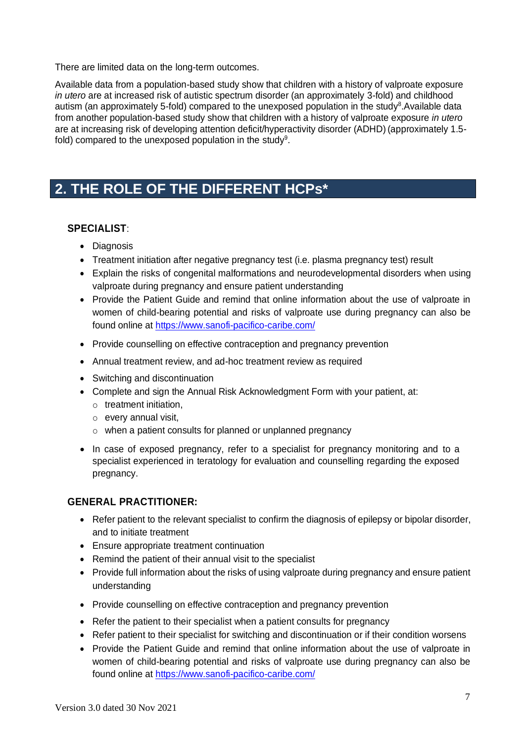There are limited data on the long-term outcomes.

Available data from a population-based study show that children with a history of valproate exposure *in utero* are at increased risk of autistic spectrum disorder (an approximately 3-fold) and childhood autism (an approximately 5-fold) compared to the unexposed population in the study[8].Available data from another population-based study show that children with a history of valproate exposure *in utero* are at increasing risk of developing attention deficit/hyperactivity disorder (ADHD) (approximately 1.5-fold) compared to the unexposed population in the study[9].

## 2. THE ROLE OF THE DIFFERENT HCPs*

**SPECIALIST**:

- Diagnosis
- Treatment initiation after negative pregnancy test (i.e. plasma pregnancy test) result
- Explain the risks of congenital malformations and neurodevelopmental disorders when using valproate during pregnancy and ensure patient understanding
- Provide the Patient Guide and remind that online information about the use of valproate in women of child-bearing potential and risks of valproate use during pregnancy can also be found online at [https://www.sanofi-pacifico-caribe.com/](https://www.sanofi-pacifico-caribe.com/)
- Provide counselling on effective contraception and pregnancy prevention
- Annual treatment review, and ad-hoc treatment review as required
- Switching and discontinuation
- Complete and sign the Annual Risk Acknowledgment Form with your patient, at:
  - treatment initiation,
  - every annual visit,
  - when a patient consults for planned or unplanned pregnancy
- In case of exposed pregnancy, refer to a specialist for pregnancy monitoring and to a specialist experienced in teratology for evaluation and counselling regarding the exposed pregnancy.

**GENERAL PRACTITIONER:**

- Refer patient to the relevant specialist to confirm the diagnosis of epilepsy or bipolar disorder, and to initiate treatment
- Ensure appropriate treatment continuation
- Remind the patient of their annual visit to the specialist
- Provide full information about the risks of using valproate during pregnancy and ensure patient understanding
- Provide counselling on effective contraception and pregnancy prevention
- Refer the patient to their specialist when a patient consults for pregnancy
- Refer patient to their specialist for switching and discontinuation or if their condition worsens
- Provide the Patient Guide and remind that online information about the use of valproate in women of child-bearing potential and risks of valproate use during pregnancy can also be found online at [https://www.sanofi-pacifico-caribe.com/](https://www.sanofi-pacifico-caribe.com/)

Version 3.0 dated 30 Nov 2021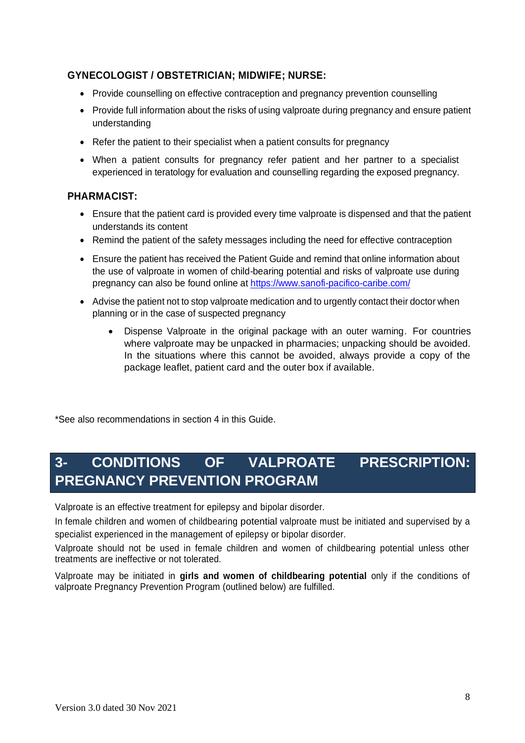### GYNECOLOGIST / OBSTETRICIAN; MIDWIFE; NURSE:

- Provide counselling on effective contraception and pregnancy prevention counselling
- Provide full information about the risks of using valproate during pregnancy and ensure patient understanding
- Refer the patient to their specialist when a patient consults for pregnancy
- When a patient consults for pregnancy refer patient and her partner to a specialist experienced in teratology for evaluation and counselling regarding the exposed pregnancy.

### PHARMACIST:

- Ensure that the patient card is provided every time valproate is dispensed and that the patient understands its content
- Remind the patient of the safety messages including the need for effective contraception
- Ensure the patient has received the Patient Guide and remind that online information about the use of valproate in women of child-bearing potential and risks of valproate use during pregnancy can also be found online at https://www.sanofi-pacifico-caribe.com/
- Advise the patient not to stop valproate medication and to urgently contact their doctor when planning or in the case of suspected pregnancy
    - Dispense Valproate in the original package with an outer warning. For countries where valproate may be unpacked in pharmacies; unpacking should be avoided. In the situations where this cannot be avoided, always provide a copy of the package leaflet, patient card and the outer box if available.

*See also recommendations in section 4 in this Guide.

## 3- CONDITIONS OF VALPROATE PRESCRIPTION: PREGNANCY PREVENTION PROGRAM

Valproate is an effective treatment for epilepsy and bipolar disorder.

In female children and women of childbearing potential valproate must be initiated and supervised by a specialist experienced in the management of epilepsy or bipolar disorder.

Valproate should not be used in female children and women of childbearing potential unless other treatments are ineffective or not tolerated.

Valproate may be initiated in **girls and women of childbearing potential** only if the conditions of valproate Pregnancy Prevention Program (outlined below) are fulfilled.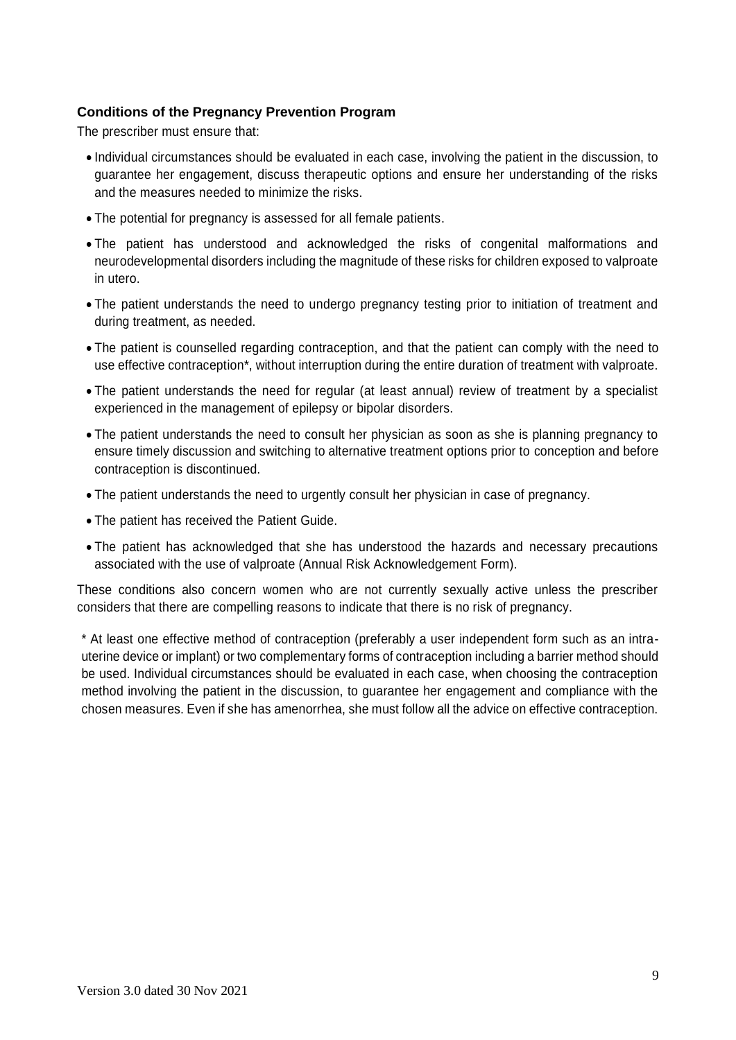### Conditions of the Pregnancy Prevention Program

The prescriber must ensure that:

- Individual circumstances should be evaluated in each case, involving the patient in the discussion, to guarantee her engagement, discuss therapeutic options and ensure her understanding of the risks and the measures needed to minimize the risks.
- The potential for pregnancy is assessed for all female patients.
- The patient has understood and acknowledged the risks of congenital malformations and neurodevelopmental disorders including the magnitude of these risks for children exposed to valproate in utero.
- The patient understands the need to undergo pregnancy testing prior to initiation of treatment and during treatment, as needed.
- The patient is counselled regarding contraception, and that the patient can comply with the need to use effective contraception*, without interruption during the entire duration of treatment with valproate.
- The patient understands the need for regular (at least annual) review of treatment by a specialist experienced in the management of epilepsy or bipolar disorders.
- The patient understands the need to consult her physician as soon as she is planning pregnancy to ensure timely discussion and switching to alternative treatment options prior to conception and before contraception is discontinued.
- The patient understands the need to urgently consult her physician in case of pregnancy.
- The patient has received the Patient Guide.
- The patient has acknowledged that she has understood the hazards and necessary precautions associated with the use of valproate (Annual Risk Acknowledgement Form).

These conditions also concern women who are not currently sexually active unless the prescriber considers that there are compelling reasons to indicate that there is no risk of pregnancy.

* At least one effective method of contraception (preferably a user independent form such as an intra-uterine device or implant) or two complementary forms of contraception including a barrier method should be used. Individual circumstances should be evaluated in each case, when choosing the contraception method involving the patient in the discussion, to guarantee her engagement and compliance with the chosen measures. Even if she has amenorrhea, she must follow all the advice on effective contraception.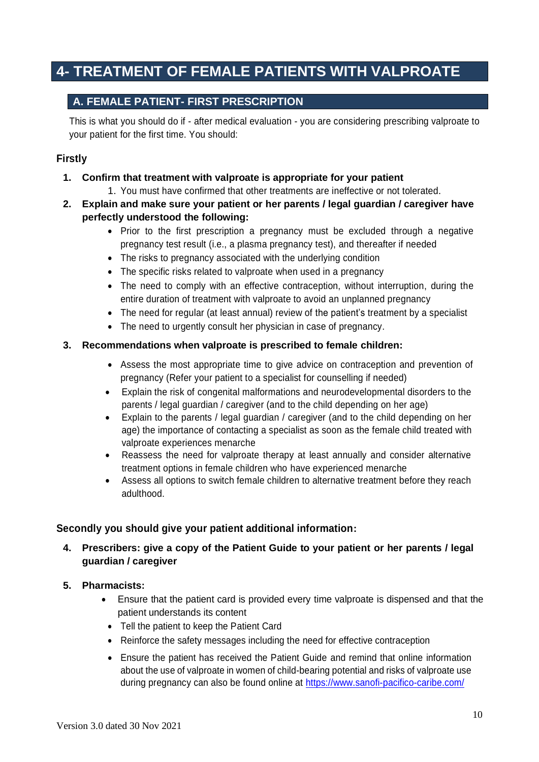# 4- TREATMENT OF FEMALE PATIENTS WITH VALPROATE

## A. FEMALE PATIENT- FIRST PRESCRIPTION

This is what you should do if - after medical evaluation - you are considering prescribing valproate to your patient for the first time. You should:

### Firstly

1. **Confirm that treatment with valproate is appropriate for your patient**
    1. You must have confirmed that other treatments are ineffective or not tolerated.
2. **Explain and make sure your patient or her parents / legal guardian / caregiver have perfectly understood the following:**
    - Prior to the first prescription a pregnancy must be excluded through a negative pregnancy test result (i.e., a plasma pregnancy test), and thereafter if needed
    - The risks to pregnancy associated with the underlying condition
    - The specific risks related to valproate when used in a pregnancy
    - The need to comply with an effective contraception, without interruption, during the entire duration of treatment with valproate to avoid an unplanned pregnancy
    - The need for regular (at least annual) review of the patient's treatment by a specialist
    - The need to urgently consult her physician in case of pregnancy.
3. **Recommendations when valproate is prescribed to female children:**
    - Assess the most appropriate time to give advice on contraception and prevention of pregnancy (Refer your patient to a specialist for counselling if needed)
    - Explain the risk of congenital malformations and neurodevelopmental disorders to the parents / legal guardian / caregiver (and to the child depending on her age)
    - Explain to the parents / legal guardian / caregiver (and to the child depending on her age) the importance of contacting a specialist as soon as the female child treated with valproate experiences menarche
    - Reassess the need for valproate therapy at least annually and consider alternative treatment options in female children who have experienced menarche
    - Assess all options to switch female children to alternative treatment before they reach adulthood.

### Secondly you should give your patient additional information:

4. **Prescribers: give a copy of the Patient Guide to your patient or her parents / legal guardian / caregiver**
5. **Pharmacists:**
    - Ensure that the patient card is provided every time valproate is dispensed and that the patient understands its content
    - Tell the patient to keep the Patient Card
    - Reinforce the safety messages including the need for effective contraception
    - Ensure the patient has received the Patient Guide and remind that online information about the use of valproate in women of child-bearing potential and risks of valproate use during pregnancy can also be found online at https://www.sanofi-pacifico-caribe.com/

Version 3.0 dated 30 Nov 2021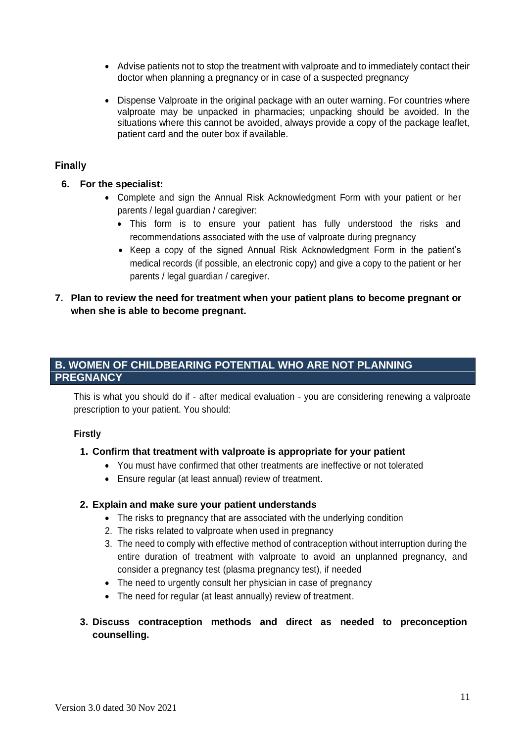- Advise patients not to stop the treatment with valproate and to immediately contact their doctor when planning a pregnancy or in case of a suspected pregnancy
- Dispense Valproate in the original package with an outer warning. For countries where valproate may be unpacked in pharmacies; unpacking should be avoided. In the situations where this cannot be avoided, always provide a copy of the package leaflet, patient card and the outer box if available.

**Finally**

6. **For the specialist:**
   - Complete and sign the Annual Risk Acknowledgment Form with your patient or her parents / legal guardian / caregiver:
     - This form is to ensure your patient has fully understood the risks and recommendations associated with the use of valproate during pregnancy
     - Keep a copy of the signed Annual Risk Acknowledgment Form in the patient's medical records (if possible, an electronic copy) and give a copy to the patient or her parents / legal guardian / caregiver.

7. **Plan to review the need for treatment when your patient plans to become pregnant or when she is able to become pregnant.**

## B. WOMEN OF CHILDBEARING POTENTIAL WHO ARE NOT PLANNING PREGNANCY

This is what you should do if - after medical evaluation - you are considering renewing a valproate prescription to your patient. You should:

**Firstly**

1. **Confirm that treatment with valproate is appropriate for your patient**
   - You must have confirmed that other treatments are ineffective or not tolerated
   - Ensure regular (at least annual) review of treatment.

2. **Explain and make sure your patient understands**
   - The risks to pregnancy that are associated with the underlying condition
   2. The risks related to valproate when used in pregnancy
   3. The need to comply with effective method of contraception without interruption during the entire duration of treatment with valproate to avoid an unplanned pregnancy, and consider a pregnancy test (plasma pregnancy test), if needed
   - The need to urgently consult her physician in case of pregnancy
   - The need for regular (at least annually) review of treatment.

3. **Discuss contraception methods and direct as needed to preconception counselling.**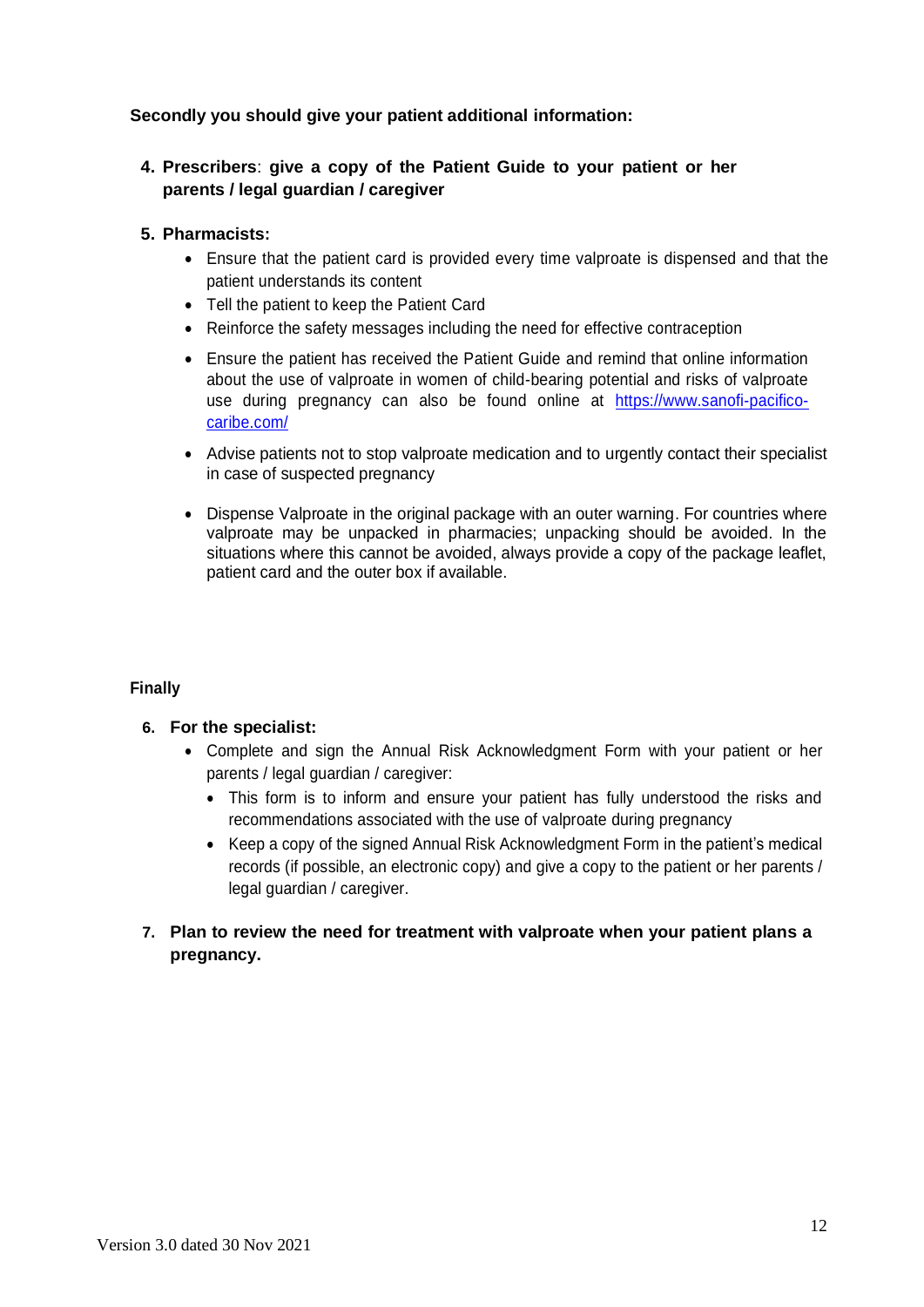**Secondly you should give your patient additional information:**

4. **Prescribers**: **give a copy of the Patient Guide to your patient or her parents / legal guardian / caregiver**

5. **Pharmacists:**
   - Ensure that the patient card is provided every time valproate is dispensed and that the patient understands its content
   - Tell the patient to keep the Patient Card
   - Reinforce the safety messages including the need for effective contraception
   - Ensure the patient has received the Patient Guide and remind that online information about the use of valproate in women of child-bearing potential and risks of valproate use during pregnancy can also be found online at [https://www.sanofi-pacifico-caribe.com/](https://www.sanofi-pacifico-caribe.com/)
   - Advise patients not to stop valproate medication and to urgently contact their specialist in case of suspected pregnancy
   - Dispense Valproate in the original package with an outer warning. For countries where valproate may be unpacked in pharmacies; unpacking should be avoided. In the situations where this cannot be avoided, always provide a copy of the package leaflet, patient card and the outer box if available.

**Finally**

6. **For the specialist:**
   - Complete and sign the Annual Risk Acknowledgment Form with your patient or her parents / legal guardian / caregiver:
     - This form is to inform and ensure your patient has fully understood the risks and recommendations associated with the use of valproate during pregnancy
     - Keep a copy of the signed Annual Risk Acknowledgment Form in the patient's medical records (if possible, an electronic copy) and give a copy to the patient or her parents / legal guardian / caregiver.

7. **Plan to review the need for treatment with valproate when your patient plans a pregnancy.**

Version 3.0 dated 30 Nov 2021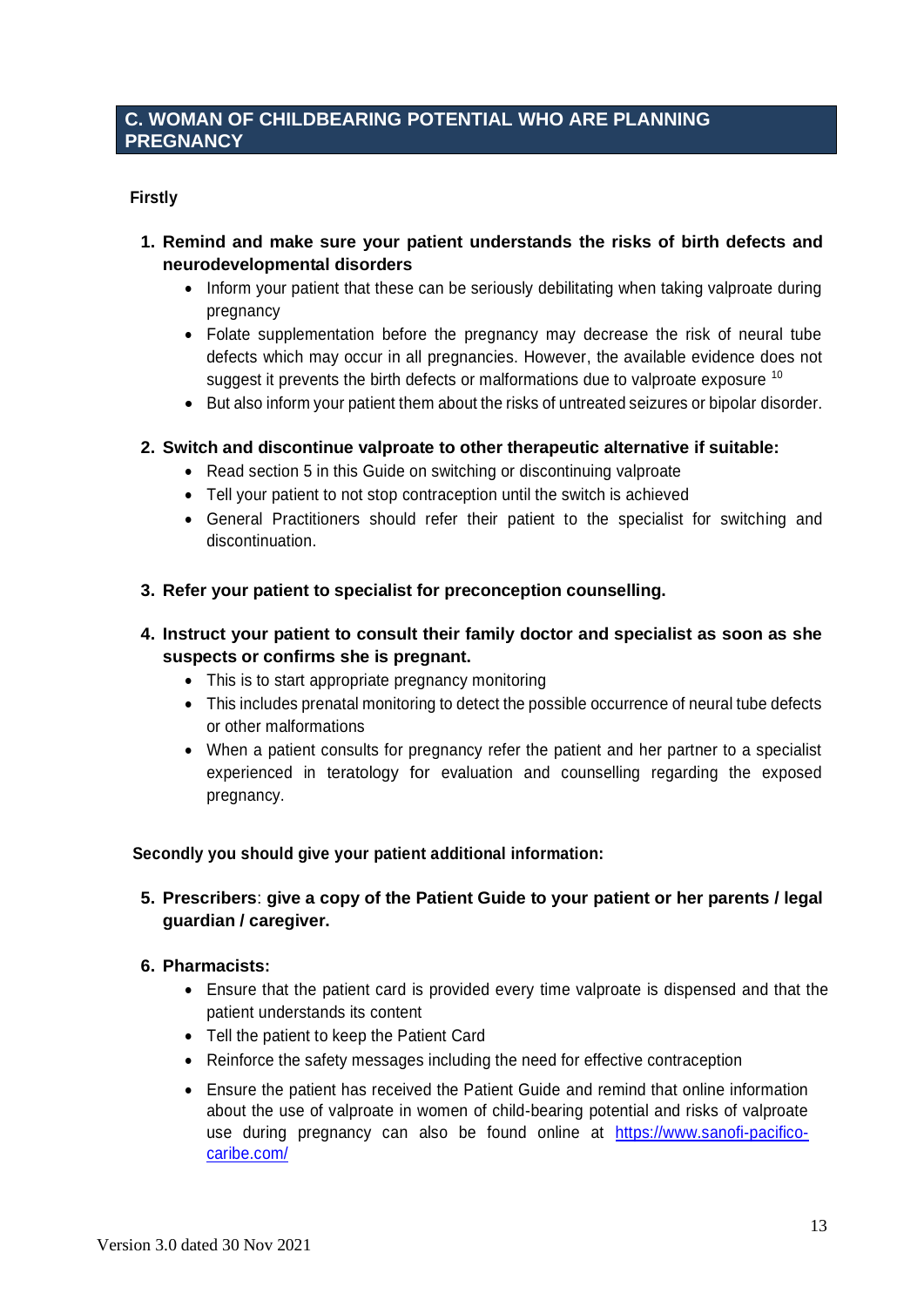## C. WOMAN OF CHILDBEARING POTENTIAL WHO ARE PLANNING PREGNANCY

**Firstly**

1. **Remind and make sure your patient understands the risks of birth defects and neurodevelopmental disorders**
   - Inform your patient that these can be seriously debilitating when taking valproate during pregnancy
   - Folate supplementation before the pregnancy may decrease the risk of neural tube defects which may occur in all pregnancies. However, the available evidence does not suggest it prevents the birth defects or malformations due to valproate exposure [10]
   - But also inform your patient them about the risks of untreated seizures or bipolar disorder.

2. **Switch and discontinue valproate to other therapeutic alternative if suitable:**
   - Read section 5 in this Guide on switching or discontinuing valproate
   - Tell your patient to not stop contraception until the switch is achieved
   - General Practitioners should refer their patient to the specialist for switching and discontinuation.

3. **Refer your patient to specialist for preconception counselling.**

4. **Instruct your patient to consult their family doctor and specialist as soon as she suspects or confirms she is pregnant.**
   - This is to start appropriate pregnancy monitoring
   - This includes prenatal monitoring to detect the possible occurrence of neural tube defects or other malformations
   - When a patient consults for pregnancy refer the patient and her partner to a specialist experienced in teratology for evaluation and counselling regarding the exposed pregnancy.

**Secondly you should give your patient additional information:**

5. **Prescribers**: **give a copy of the Patient Guide to your patient or her parents / legal guardian / caregiver.**

6. **Pharmacists:**
   - Ensure that the patient card is provided every time valproate is dispensed and that the patient understands its content
   - Tell the patient to keep the Patient Card
   - Reinforce the safety messages including the need for effective contraception
   - Ensure the patient has received the Patient Guide and remind that online information about the use of valproate in women of child-bearing potential and risks of valproate use during pregnancy can also be found online at [https://www.sanofi-pacifico-caribe.com/](https://www.sanofi-pacifico-caribe.com/)

Version 3.0 dated 30 Nov 2021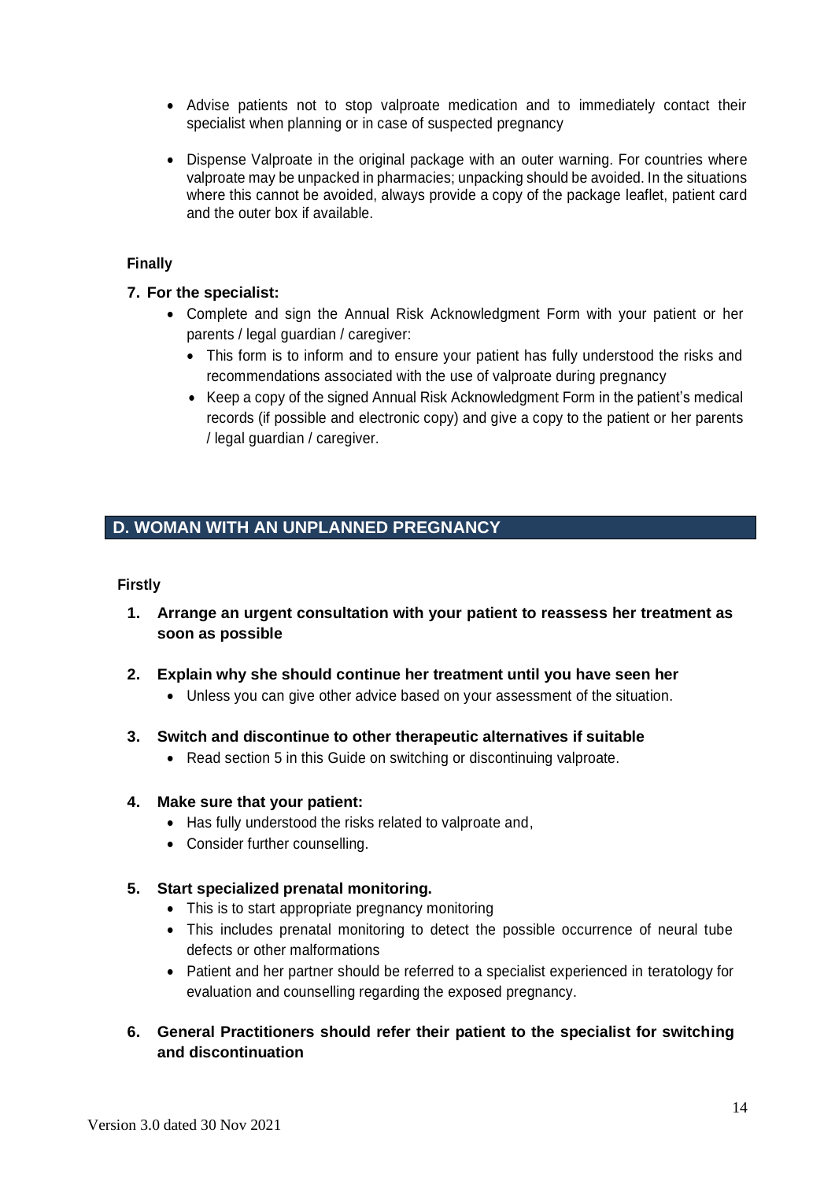- Advise patients not to stop valproate medication and to immediately contact their specialist when planning or in case of suspected pregnancy
- Dispense Valproate in the original package with an outer warning. For countries where valproate may be unpacked in pharmacies; unpacking should be avoided. In the situations where this cannot be avoided, always provide a copy of the package leaflet, patient card and the outer box if available.

**Finally**

**7. For the specialist:**

- Complete and sign the Annual Risk Acknowledgment Form with your patient or her parents / legal guardian / caregiver:
  - This form is to inform and to ensure your patient has fully understood the risks and recommendations associated with the use of valproate during pregnancy
  - Keep a copy of the signed Annual Risk Acknowledgment Form in the patient's medical records (if possible and electronic copy) and give a copy to the patient or her parents / legal guardian / caregiver.

## D. WOMAN WITH AN UNPLANNED PREGNANCY

**Firstly**

1. **Arrange an urgent consultation with your patient to reassess her treatment as soon as possible**
2. **Explain why she should continue her treatment until you have seen her**
   - Unless you can give other advice based on your assessment of the situation.
3. **Switch and discontinue to other therapeutic alternatives if suitable**
   - Read section 5 in this Guide on switching or discontinuing valproate.
4. **Make sure that your patient:**
   - Has fully understood the risks related to valproate and,
   - Consider further counselling.
5. **Start specialized prenatal monitoring.**
   - This is to start appropriate pregnancy monitoring
   - This includes prenatal monitoring to detect the possible occurrence of neural tube defects or other malformations
   - Patient and her partner should be referred to a specialist experienced in teratology for evaluation and counselling regarding the exposed pregnancy.
6. **General Practitioners should refer their patient to the specialist for switching and discontinuation**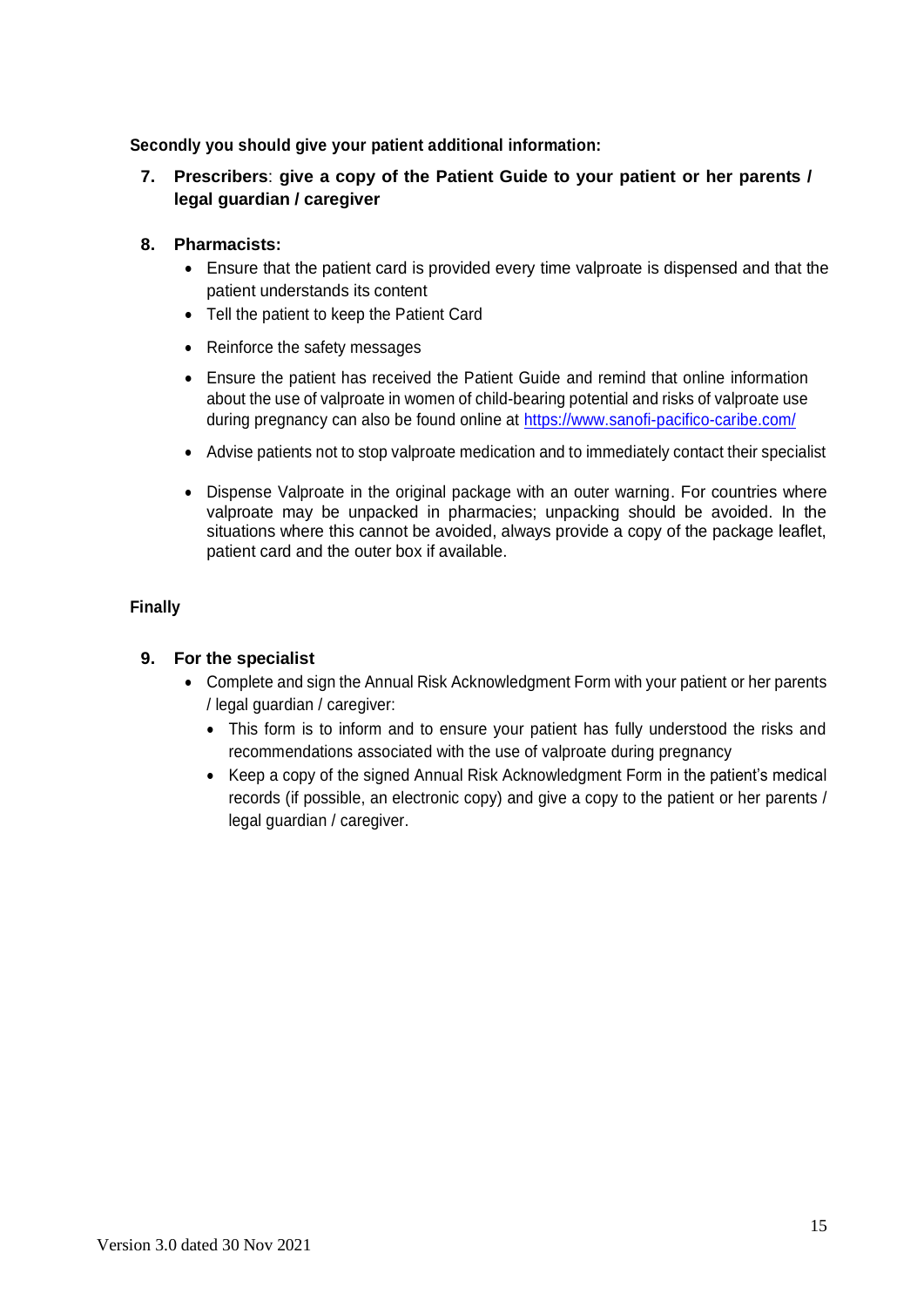**Secondly you should give your patient additional information:**

7. **Prescribers**: **give a copy of the Patient Guide to your patient or her parents / legal guardian / caregiver**

8. **Pharmacists:**
    - Ensure that the patient card is provided every time valproate is dispensed and that the patient understands its content
    - Tell the patient to keep the Patient Card
    - Reinforce the safety messages
    - Ensure the patient has received the Patient Guide and remind that online information about the use of valproate in women of child-bearing potential and risks of valproate use during pregnancy can also be found online at https://www.sanofi-pacifico-caribe.com/
    - Advise patients not to stop valproate medication and to immediately contact their specialist
    - Dispense Valproate in the original package with an outer warning. For countries where valproate may be unpacked in pharmacies; unpacking should be avoided. In the situations where this cannot be avoided, always provide a copy of the package leaflet, patient card and the outer box if available.

**Finally**

9. **For the specialist**
    - Complete and sign the Annual Risk Acknowledgment Form with your patient or her parents / legal guardian / caregiver:
        - This form is to inform and to ensure your patient has fully understood the risks and recommendations associated with the use of valproate during pregnancy
        - Keep a copy of the signed Annual Risk Acknowledgment Form in the patient's medical records (if possible, an electronic copy) and give a copy to the patient or her parents / legal guardian / caregiver.

Version 3.0 dated 30 Nov 2021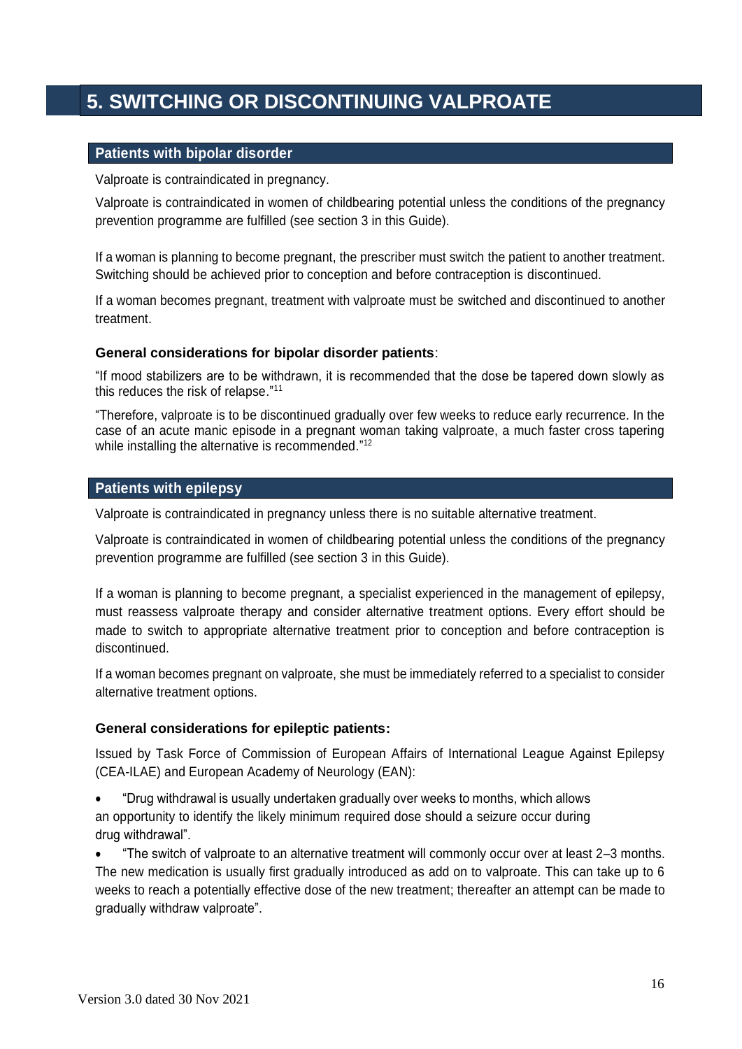# 5. SWITCHING OR DISCONTINUING VALPROATE

## Patients with bipolar disorder

Valproate is contraindicated in pregnancy.

Valproate is contraindicated in women of childbearing potential unless the conditions of the pregnancy prevention programme are fulfilled (see section 3 in this Guide).

If a woman is planning to become pregnant, the prescriber must switch the patient to another treatment. Switching should be achieved prior to conception and before contraception is discontinued.

If a woman becomes pregnant, treatment with valproate must be switched and discontinued to another treatment.

### General considerations for bipolar disorder patients:

"If mood stabilizers are to be withdrawn, it is recommended that the dose be tapered down slowly as this reduces the risk of relapse."[11]

"Therefore, valproate is to be discontinued gradually over few weeks to reduce early recurrence. In the case of an acute manic episode in a pregnant woman taking valproate, a much faster cross tapering while installing the alternative is recommended."[12]

## Patients with epilepsy

Valproate is contraindicated in pregnancy unless there is no suitable alternative treatment.

Valproate is contraindicated in women of childbearing potential unless the conditions of the pregnancy prevention programme are fulfilled (see section 3 in this Guide).

If a woman is planning to become pregnant, a specialist experienced in the management of epilepsy, must reassess valproate therapy and consider alternative treatment options. Every effort should be made to switch to appropriate alternative treatment prior to conception and before contraception is discontinued.

If a woman becomes pregnant on valproate, she must be immediately referred to a specialist to consider alternative treatment options.

### General considerations for epileptic patients:

Issued by Task Force of Commission of European Affairs of International League Against Epilepsy (CEA-ILAE) and European Academy of Neurology (EAN):

- "Drug withdrawal is usually undertaken gradually over weeks to months, which allows an opportunity to identify the likely minimum required dose should a seizure occur during drug withdrawal".
- "The switch of valproate to an alternative treatment will commonly occur over at least 2–3 months. The new medication is usually first gradually introduced as add on to valproate. This can take up to 6 weeks to reach a potentially effective dose of the new treatment; thereafter an attempt can be made to gradually withdraw valproate".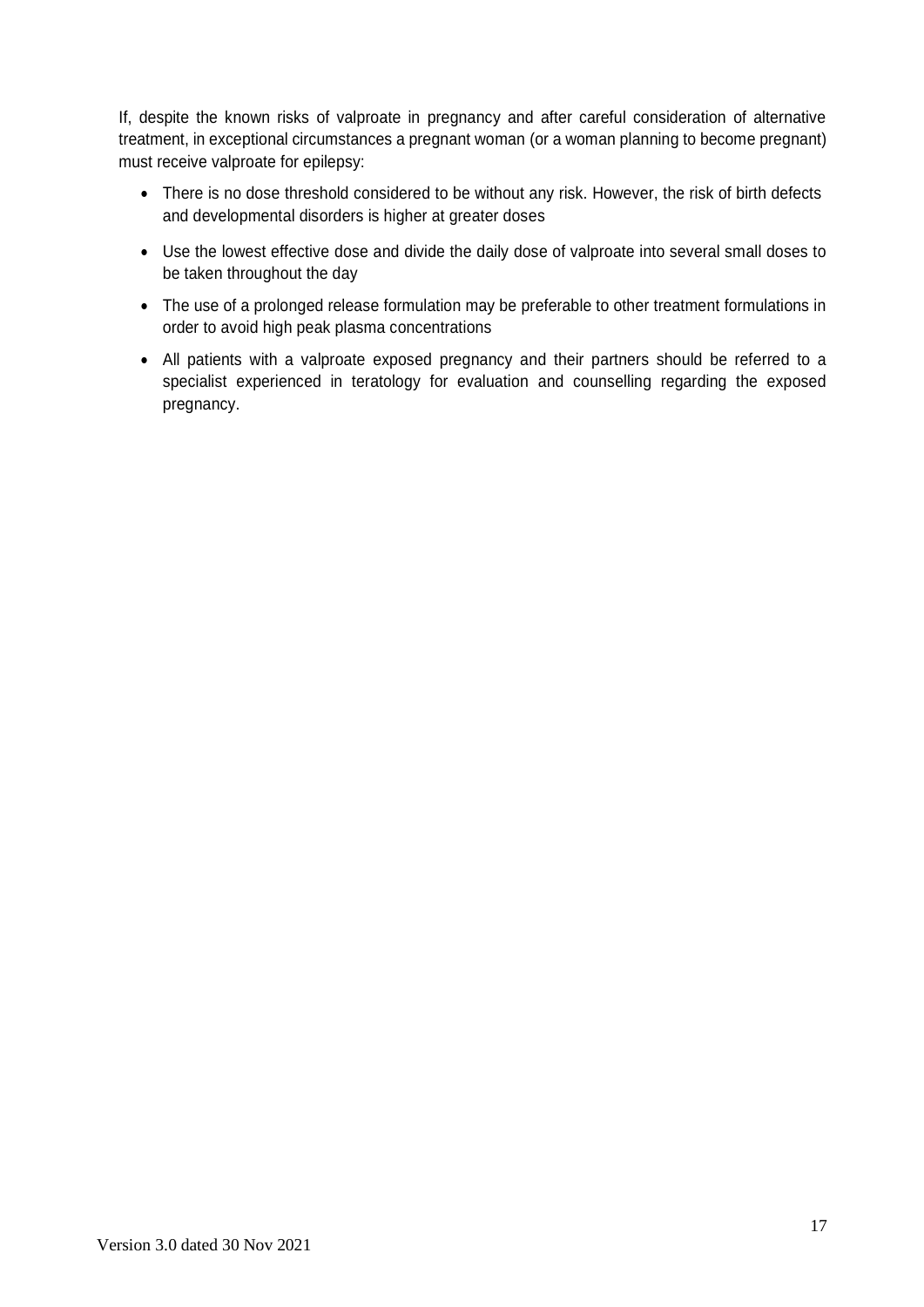If, despite the known risks of valproate in pregnancy and after careful consideration of alternative treatment, in exceptional circumstances a pregnant woman (or a woman planning to become pregnant) must receive valproate for epilepsy:

- There is no dose threshold considered to be without any risk. However, the risk of birth defects and developmental disorders is higher at greater doses
- Use the lowest effective dose and divide the daily dose of valproate into several small doses to be taken throughout the day
- The use of a prolonged release formulation may be preferable to other treatment formulations in order to avoid high peak plasma concentrations
- All patients with a valproate exposed pregnancy and their partners should be referred to a specialist experienced in teratology for evaluation and counselling regarding the exposed pregnancy.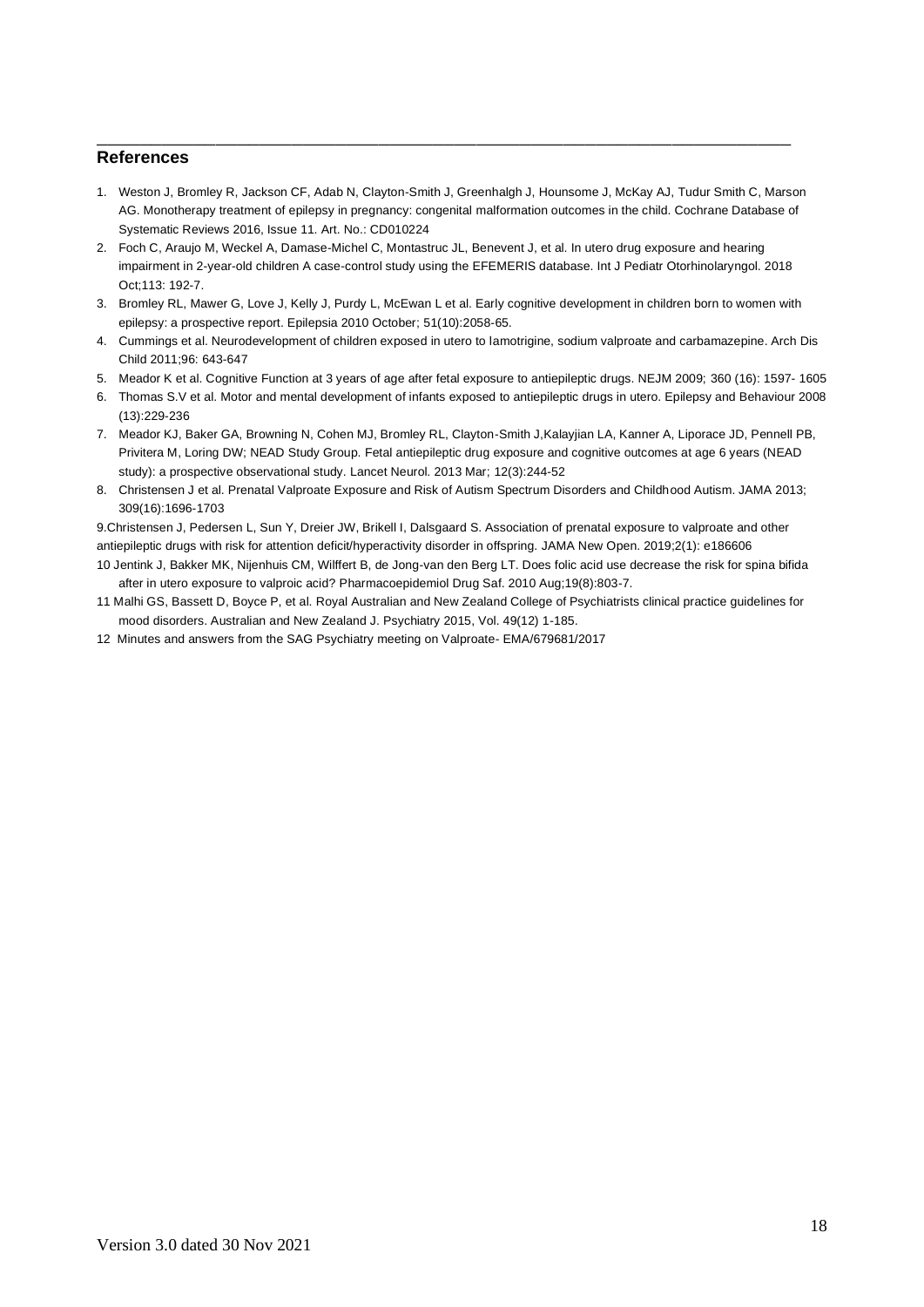## References

1. Weston J, Bromley R, Jackson CF, Adab N, Clayton-Smith J, Greenhalgh J, Hounsome J, McKay AJ, Tudur Smith C, Marson AG. Monotherapy treatment of epilepsy in pregnancy: congenital malformation outcomes in the child. Cochrane Database of Systematic Reviews 2016, Issue 11. Art. No.: CD010224
2. Foch C, Araujo M, Weckel A, Damase-Michel C, Montastruc JL, Benevent J, et al. In utero drug exposure and hearing impairment in 2-year-old children A case-control study using the EFEMERIS database. Int J Pediatr Otorhinolaryngol. 2018 Oct;113: 192-7.
3. Bromley RL, Mawer G, Love J, Kelly J, Purdy L, McEwan L et al. Early cognitive development in children born to women with epilepsy: a prospective report. Epilepsia 2010 October; 51(10):2058-65.
4. Cummings et al. Neurodevelopment of children exposed in utero to lamotrigine, sodium valproate and carbamazepine. Arch Dis Child 2011;96: 643-647
5. Meador K et al. Cognitive Function at 3 years of age after fetal exposure to antiepileptic drugs. NEJM 2009; 360 (16): 1597- 1605
6. Thomas S.V et al. Motor and mental development of infants exposed to antiepileptic drugs in utero. Epilepsy and Behaviour 2008 (13):229-236
7. Meador KJ, Baker GA, Browning N, Cohen MJ, Bromley RL, Clayton-Smith J,Kalayjian LA, Kanner A, Liporace JD, Pennell PB, Privitera M, Loring DW; NEAD Study Group. Fetal antiepileptic drug exposure and cognitive outcomes at age 6 years (NEAD study): a prospective observational study. Lancet Neurol. 2013 Mar; 12(3):244-52
8. Christensen J et al. Prenatal Valproate Exposure and Risk of Autism Spectrum Disorders and Childhood Autism. JAMA 2013; 309(16):1696-1703

9.Christensen J, Pedersen L, Sun Y, Dreier JW, Brikell I, Dalsgaard S. Association of prenatal exposure to valproate and other antiepileptic drugs with risk for attention deficit/hyperactivity disorder in offspring. JAMA New Open. 2019;2(1): e186606

10 Jentink J, Bakker MK, Nijenhuis CM, Wilffert B, de Jong-van den Berg LT. Does folic acid use decrease the risk for spina bifida after in utero exposure to valproic acid? Pharmacoepidemiol Drug Saf. 2010 Aug;19(8):803-7.

11 Malhi GS, Bassett D, Boyce P, et al. Royal Australian and New Zealand College of Psychiatrists clinical practice guidelines for mood disorders. Australian and New Zealand J. Psychiatry 2015, Vol. 49(12) 1-185.

12 Minutes and answers from the SAG Psychiatry meeting on Valproate- EMA/679681/2017